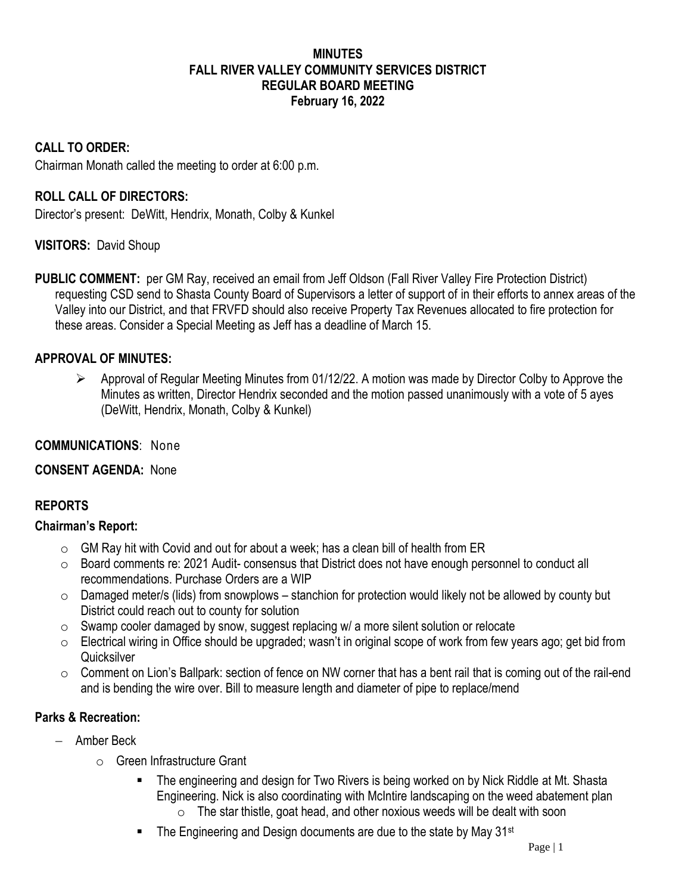# MINUTES
# FALL RIVER VALLEY COMMUNITY SERVICES DISTRICT
# REGULAR BOARD MEETING
# February 16, 2022

## CALL TO ORDER:

Chairman Monath called the meeting to order at 6:00 p.m.

## ROLL CALL OF DIRECTORS:

Director's present: DeWitt, Hendrix, Monath, Colby & Kunkel

**VISITORS:** David Shoup

**PUBLIC COMMENT:** per GM Ray, received an email from Jeff Oldson (Fall River Valley Fire Protection District) requesting CSD send to Shasta County Board of Supervisors a letter of support of in their efforts to annex areas of the Valley into our District, and that FRVFD should also receive Property Tax Revenues allocated to fire protection for these areas. Consider a Special Meeting as Jeff has a deadline of March 15.

## APPROVAL OF MINUTES:

- Approval of Regular Meeting Minutes from 01/12/22. A motion was made by Director Colby to Approve the Minutes as written, Director Hendrix seconded and the motion passed unanimously with a vote of 5 ayes (DeWitt, Hendrix, Monath, Colby & Kunkel)

**COMMUNICATIONS**: None

**CONSENT AGENDA:** None

## REPORTS

### Chairman's Report:

- GM Ray hit with Covid and out for about a week; has a clean bill of health from ER
- Board comments re: 2021 Audit- consensus that District does not have enough personnel to conduct all recommendations. Purchase Orders are a WIP
- Damaged meter/s (lids) from snowplows – stanchion for protection would likely not be allowed by county but District could reach out to county for solution
- Swamp cooler damaged by snow, suggest replacing w/ a more silent solution or relocate
- Electrical wiring in Office should be upgraded; wasn't in original scope of work from few years ago; get bid from Quicksilver
- Comment on Lion's Ballpark: section of fence on NW corner that has a bent rail that is coming out of the rail-end and is bending the wire over. Bill to measure length and diameter of pipe to replace/mend

### Parks & Recreation:

- Amber Beck
  - Green Infrastructure Grant
    - The engineering and design for Two Rivers is being worked on by Nick Riddle at Mt. Shasta Engineering. Nick is also coordinating with McIntire landscaping on the weed abatement plan
      - The star thistle, goat head, and other noxious weeds will be dealt with soon
    - The Engineering and Design documents are due to the state by May 31st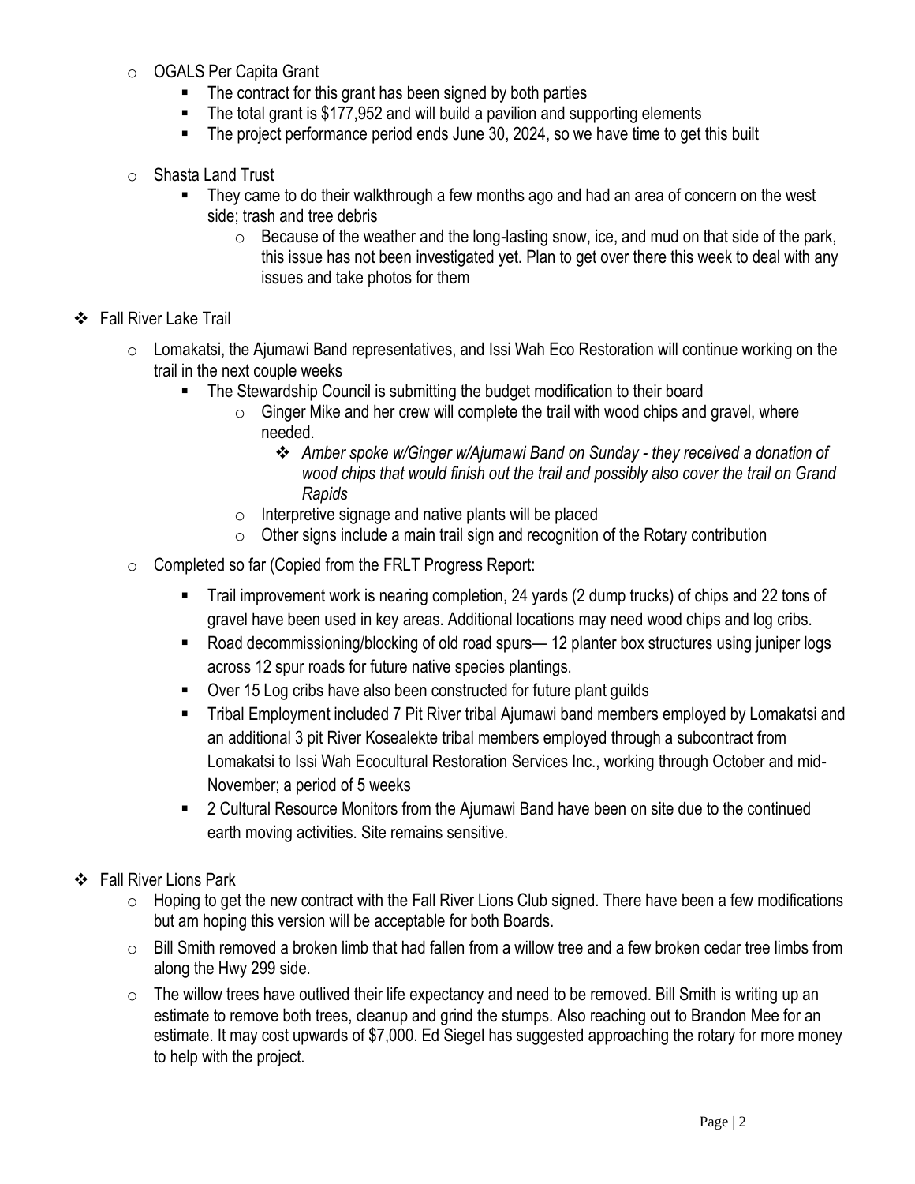- OGALS Per Capita Grant
  - The contract for this grant has been signed by both parties
  - The total grant is $177,952 and will build a pavilion and supporting elements
  - The project performance period ends June 30, 2024, so we have time to get this built
- Shasta Land Trust
  - They came to do their walkthrough a few months ago and had an area of concern on the west side; trash and tree debris
    - Because of the weather and the long-lasting snow, ice, and mud on that side of the park, this issue has not been investigated yet. Plan to get over there this week to deal with any issues and take photos for them

- Fall River Lake Trail
  - Lomakatsi, the Ajumawi Band representatives, and Issi Wah Eco Restoration will continue working on the trail in the next couple weeks
    - The Stewardship Council is submitting the budget modification to their board
      - Ginger Mike and her crew will complete the trail with wood chips and gravel, where needed.
        - *Amber spoke w/Ginger w/Ajumawi Band on Sunday - they received a donation of wood chips that would finish out the trail and possibly also cover the trail on Grand Rapids*
      - Interpretive signage and native plants will be placed
      - Other signs include a main trail sign and recognition of the Rotary contribution
  - Completed so far (Copied from the FRLT Progress Report:
    - Trail improvement work is nearing completion, 24 yards (2 dump trucks) of chips and 22 tons of gravel have been used in key areas. Additional locations may need wood chips and log cribs.
    - Road decommissioning/blocking of old road spurs— 12 planter box structures using juniper logs across 12 spur roads for future native species plantings.
    - Over 15 Log cribs have also been constructed for future plant guilds
    - Tribal Employment included 7 Pit River tribal Ajumawi band members employed by Lomakatsi and an additional 3 pit River Kosealekte tribal members employed through a subcontract from Lomakatsi to Issi Wah Ecocultural Restoration Services Inc., working through October and mid-November; a period of 5 weeks
    - 2 Cultural Resource Monitors from the Ajumawi Band have been on site due to the continued earth moving activities. Site remains sensitive.

- Fall River Lions Park
  - Hoping to get the new contract with the Fall River Lions Club signed. There have been a few modifications but am hoping this version will be acceptable for both Boards.
  - Bill Smith removed a broken limb that had fallen from a willow tree and a few broken cedar tree limbs from along the Hwy 299 side.
  - The willow trees have outlived their life expectancy and need to be removed. Bill Smith is writing up an estimate to remove both trees, cleanup and grind the stumps. Also reaching out to Brandon Mee for an estimate. It may cost upwards of $7,000. Ed Siegel has suggested approaching the rotary for more money to help with the project.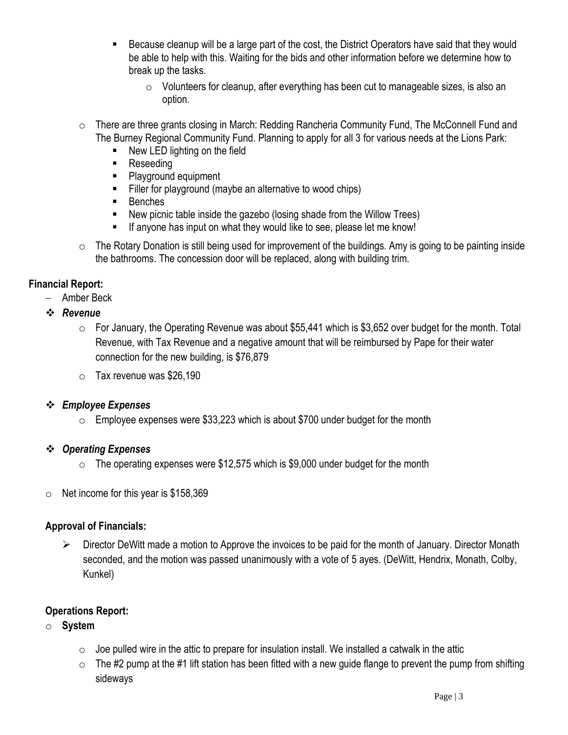- Because cleanup will be a large part of the cost, the District Operators have said that they would be able to help with this. Waiting for the bids and other information before we determine how to break up the tasks.
            - Volunteers for cleanup, after everything has been cut to manageable sizes, is also an option.
    - There are three grants closing in March: Redding Rancheria Community Fund, The McConnell Fund and The Burney Regional Community Fund. Planning to apply for all 3 for various needs at the Lions Park:
        - New LED lighting on the field
        - Reseeding
        - Playground equipment
        - Filler for playground (maybe an alternative to wood chips)
        - Benches
        - New picnic table inside the gazebo (losing shade from the Willow Trees)
        - If anyone has input on what they would like to see, please let me know!
    - The Rotary Donation is still being used for improvement of the buildings. Amy is going to be painting inside the bathrooms. The concession door will be replaced, along with building trim.

**Financial Report:**

- Amber Beck

- ***Revenue***
    - For January, the Operating Revenue was about $55,441 which is $3,652 over budget for the month. Total Revenue, with Tax Revenue and a negative amount that will be reimbursed by Pape for their water connection for the new building, is $76,879
    - Tax revenue was $26,190

- ***Employee Expenses***
    - Employee expenses were $33,223 which is about $700 under budget for the month

- ***Operating Expenses***
    - The operating expenses were $12,575 which is $9,000 under budget for the month

- Net income for this year is $158,369

**Approval of Financials:**

- Director DeWitt made a motion to Approve the invoices to be paid for the month of January. Director Monath seconded, and the motion was passed unanimously with a vote of 5 ayes. (DeWitt, Hendrix, Monath, Colby, Kunkel)

**Operations Report:**

- **System**
    - Joe pulled wire in the attic to prepare for insulation install. We installed a catwalk in the attic
    - The #2 pump at the #1 lift station has been fitted with a new guide flange to prevent the pump from shifting sideways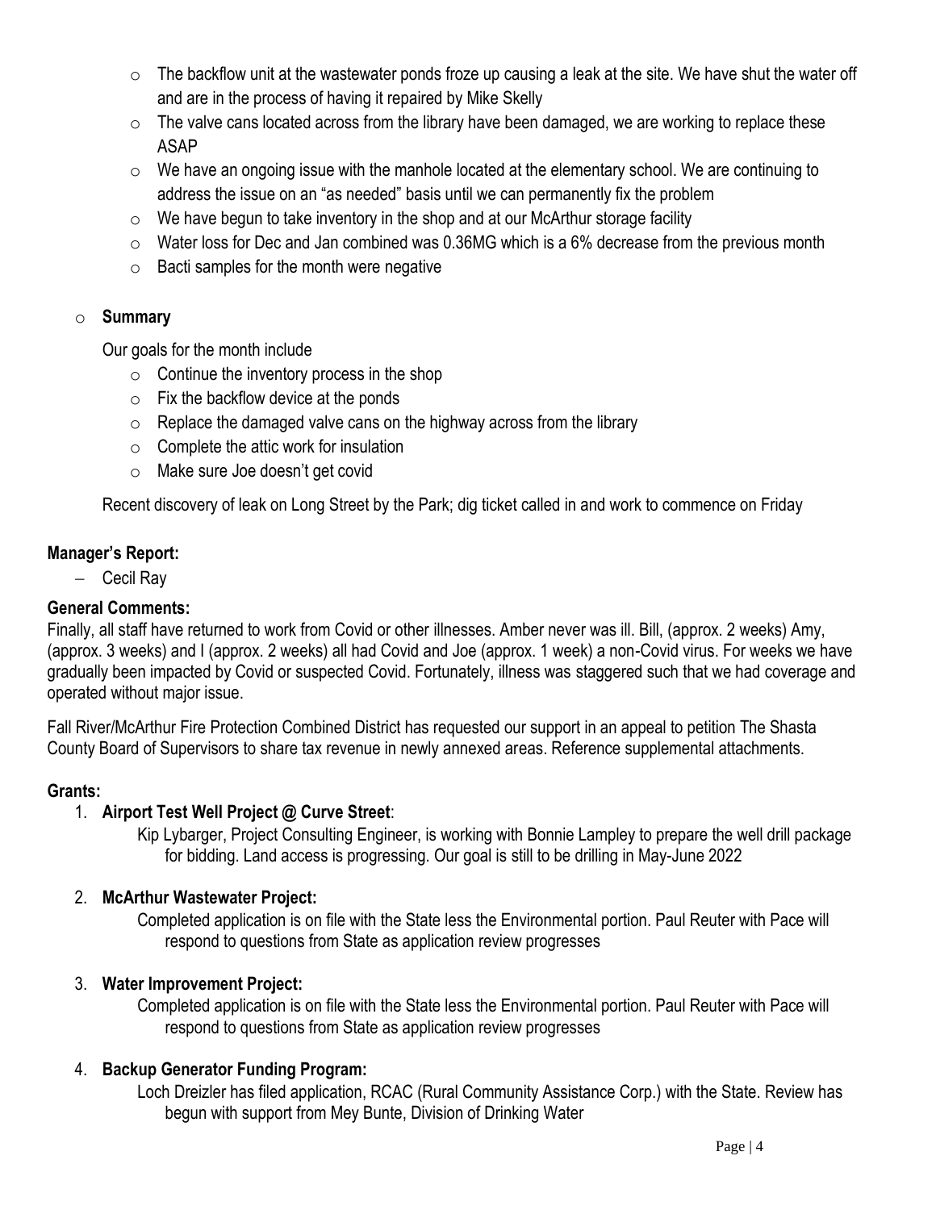- The backflow unit at the wastewater ponds froze up causing a leak at the site. We have shut the water off and are in the process of having it repaired by Mike Skelly
- The valve cans located across from the library have been damaged, we are working to replace these ASAP
- We have an ongoing issue with the manhole located at the elementary school. We are continuing to address the issue on an "as needed" basis until we can permanently fix the problem
- We have begun to take inventory in the shop and at our McArthur storage facility
- Water loss for Dec and Jan combined was 0.36MG which is a 6% decrease from the previous month
- Bacti samples for the month were negative

- **Summary**

  Our goals for the month include

  - Continue the inventory process in the shop
  - Fix the backflow device at the ponds
  - Replace the damaged valve cans on the highway across from the library
  - Complete the attic work for insulation
  - Make sure Joe doesn't get covid

  Recent discovery of leak on Long Street by the Park; dig ticket called in and work to commence on Friday

**Manager's Report:**

- Cecil Ray

**General Comments:**

Finally, all staff have returned to work from Covid or other illnesses. Amber never was ill. Bill, (approx. 2 weeks) Amy, (approx. 3 weeks) and I (approx. 2 weeks) all had Covid and Joe (approx. 1 week) a non-Covid virus. For weeks we have gradually been impacted by Covid or suspected Covid. Fortunately, illness was staggered such that we had coverage and operated without major issue.

Fall River/McArthur Fire Protection Combined District has requested our support in an appeal to petition The Shasta County Board of Supervisors to share tax revenue in newly annexed areas. Reference supplemental attachments.

**Grants:**

1. **Airport Test Well Project @ Curve Street**:

   Kip Lybarger, Project Consulting Engineer, is working with Bonnie Lampley to prepare the well drill package for bidding. Land access is progressing. Our goal is still to be drilling in May-June 2022

2. **McArthur Wastewater Project:**

   Completed application is on file with the State less the Environmental portion. Paul Reuter with Pace will respond to questions from State as application review progresses

3. **Water Improvement Project:**

   Completed application is on file with the State less the Environmental portion. Paul Reuter with Pace will respond to questions from State as application review progresses

4. **Backup Generator Funding Program:**

   Loch Dreizler has filed application, RCAC (Rural Community Assistance Corp.) with the State. Review has begun with support from Mey Bunte, Division of Drinking Water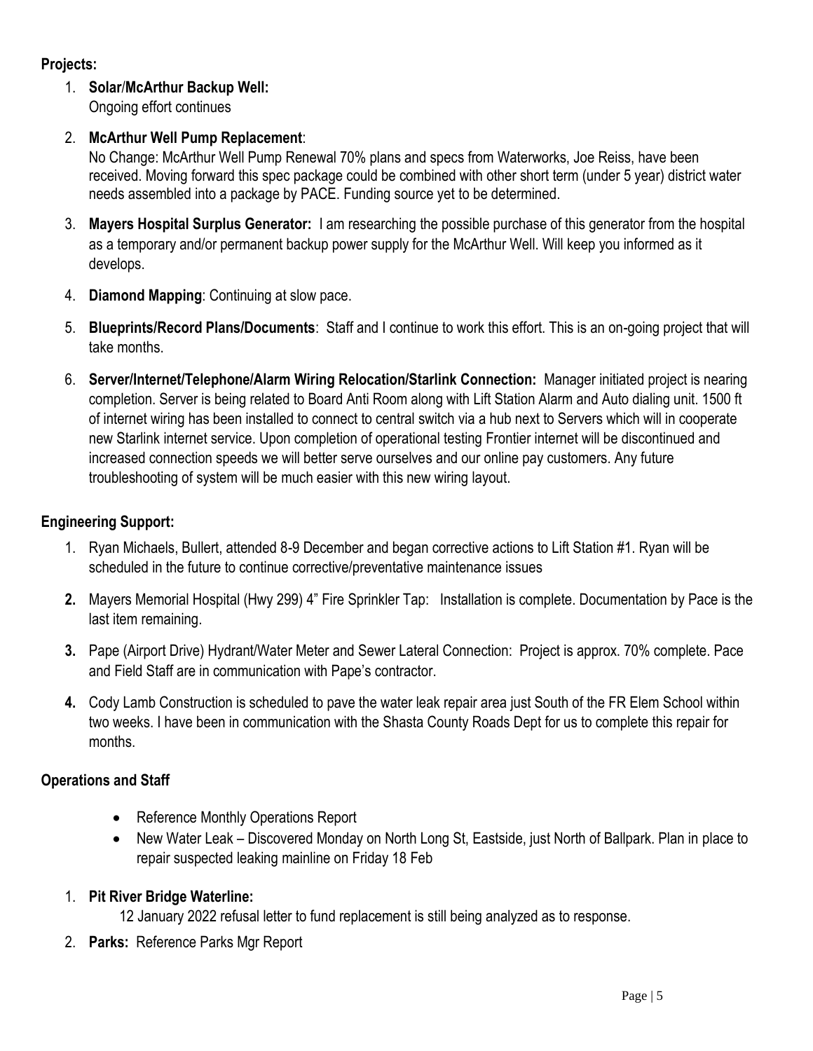**Projects:**

1. **Solar/McArthur Backup Well:**
   Ongoing effort continues
2. **McArthur Well Pump Replacement**:
   No Change: McArthur Well Pump Renewal 70% plans and specs from Waterworks, Joe Reiss, have been received. Moving forward this spec package could be combined with other short term (under 5 year) district water needs assembled into a package by PACE. Funding source yet to be determined.
3. **Mayers Hospital Surplus Generator:** I am researching the possible purchase of this generator from the hospital as a temporary and/or permanent backup power supply for the McArthur Well. Will keep you informed as it develops.
4. **Diamond Mapping**: Continuing at slow pace.
5. **Blueprints/Record Plans/Documents**: Staff and I continue to work this effort. This is an on-going project that will take months.
6. **Server/Internet/Telephone/Alarm Wiring Relocation/Starlink Connection:** Manager initiated project is nearing completion. Server is being related to Board Anti Room along with Lift Station Alarm and Auto dialing unit. 1500 ft of internet wiring has been installed to connect to central switch via a hub next to Servers which will in cooperate new Starlink internet service. Upon completion of operational testing Frontier internet will be discontinued and increased connection speeds we will better serve ourselves and our online pay customers. Any future troubleshooting of system will be much easier with this new wiring layout.

**Engineering Support:**

1. Ryan Michaels, Bullert, attended 8-9 December and began corrective actions to Lift Station #1. Ryan will be scheduled in the future to continue corrective/preventative maintenance issues
2. Mayers Memorial Hospital (Hwy 299) 4" Fire Sprinkler Tap: Installation is complete. Documentation by Pace is the last item remaining.
3. Pape (Airport Drive) Hydrant/Water Meter and Sewer Lateral Connection: Project is approx. 70% complete. Pace and Field Staff are in communication with Pape's contractor.
4. Cody Lamb Construction is scheduled to pave the water leak repair area just South of the FR Elem School within two weeks. I have been in communication with the Shasta County Roads Dept for us to complete this repair for months.

**Operations and Staff**

- Reference Monthly Operations Report
- New Water Leak – Discovered Monday on North Long St, Eastside, just North of Ballpark. Plan in place to repair suspected leaking mainline on Friday 18 Feb

1. **Pit River Bridge Waterline:**
   12 January 2022 refusal letter to fund replacement is still being analyzed as to response.
2. **Parks:** Reference Parks Mgr Report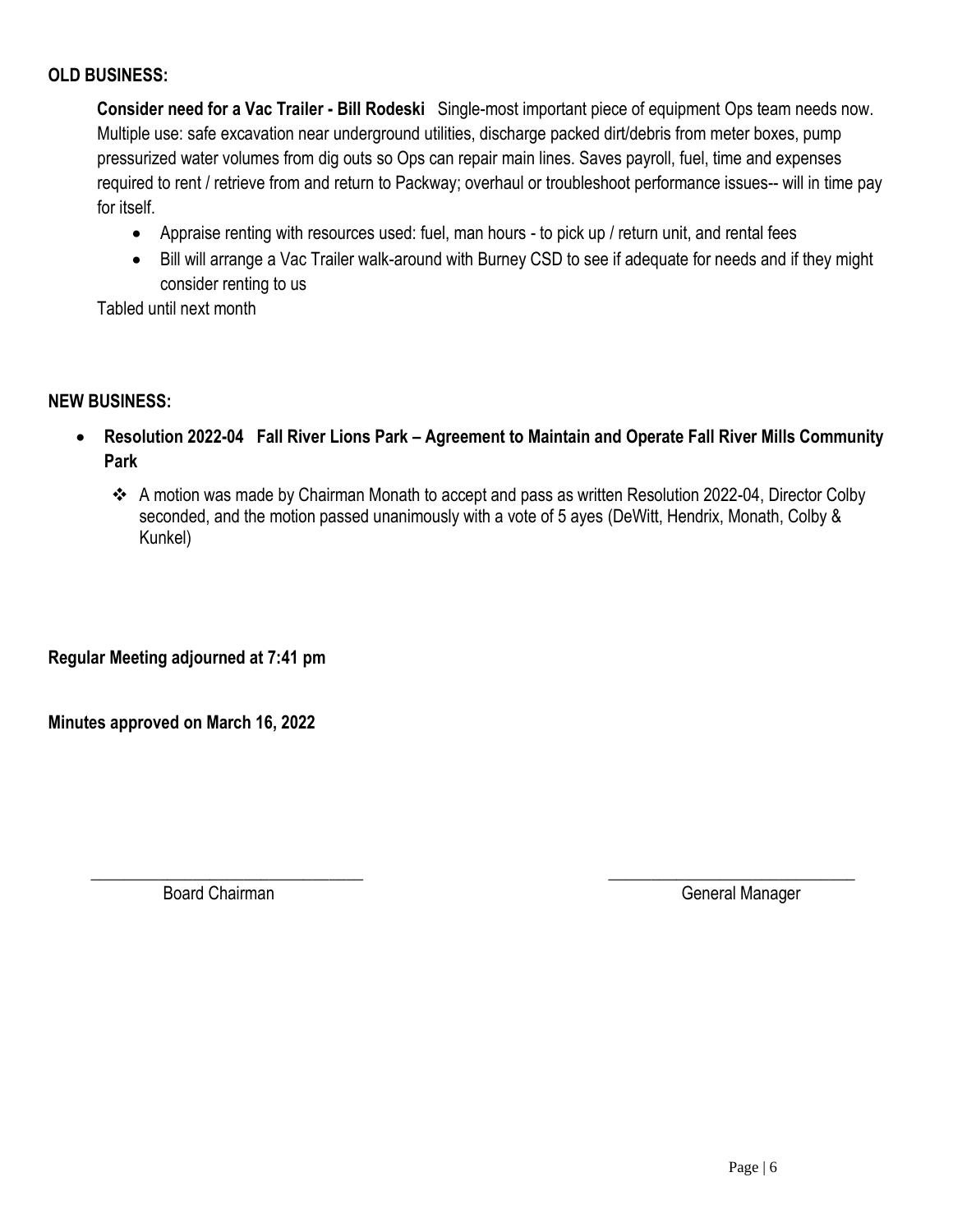**OLD BUSINESS:**

**Consider need for a Vac Trailer - Bill Rodeski** Single-most important piece of equipment Ops team needs now. Multiple use: safe excavation near underground utilities, discharge packed dirt/debris from meter boxes, pump pressurized water volumes from dig outs so Ops can repair main lines. Saves payroll, fuel, time and expenses required to rent / retrieve from and return to Packway; overhaul or troubleshoot performance issues-- will in time pay for itself.

- Appraise renting with resources used: fuel, man hours - to pick up / return unit, and rental fees
- Bill will arrange a Vac Trailer walk-around with Burney CSD to see if adequate for needs and if they might consider renting to us

Tabled until next month

**NEW BUSINESS:**

- **Resolution 2022-04 Fall River Lions Park – Agreement to Maintain and Operate Fall River Mills Community Park**
    - A motion was made by Chairman Monath to accept and pass as written Resolution 2022-04, Director Colby seconded, and the motion passed unanimously with a vote of 5 ayes (DeWitt, Hendrix, Monath, Colby & Kunkel)

**Regular Meeting adjourned at 7:41 pm**

**Minutes approved on March 16, 2022**

\_\_\_\_\_\_\_\_\_\_\_\_\_\_\_\_\_\_\_\_\_\_\_\_\_\_\_\_\_\_\_\_
Board Chairman

\_\_\_\_\_\_\_\_\_\_\_\_\_\_\_\_\_\_\_\_\_\_\_\_\_\_\_\_\_\_\_\_
General Manager